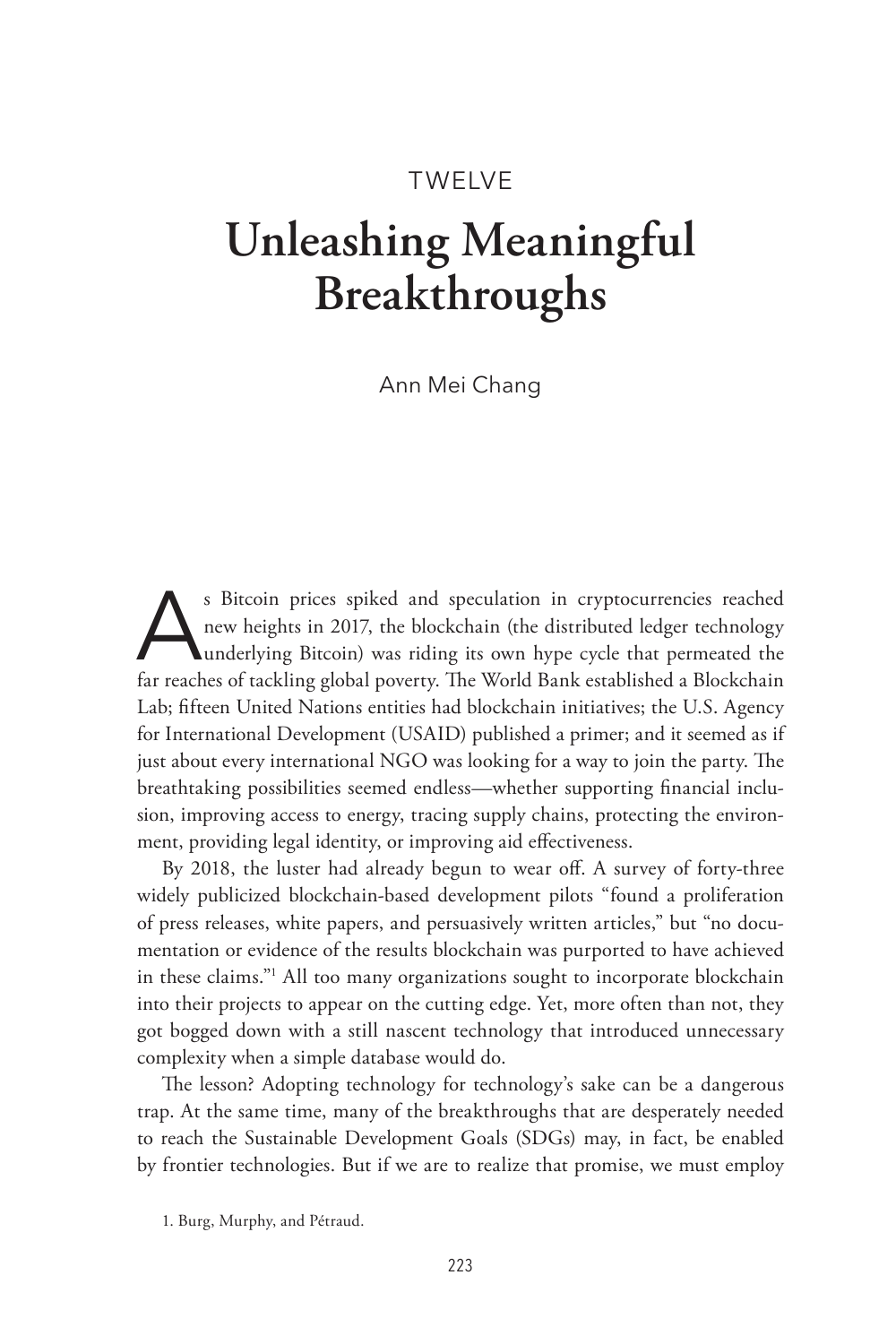TWELVE

# Unleashing Meaningful Breakthroughs

Ann Mei Chang

As Bitcoin prices spiked and speculation in cryptocurrencies reached new heights in 2017, the blockchain (the distributed ledger technology underlying Bitcoin) was riding its own hype cycle that permeated the far reaches of tackling global poverty. The World Bank established a Blockchain Lab; fifteen United Nations entities had blockchain initiatives; the U.S. Agency for International Development (USAID) published a primer; and it seemed as if just about every international NGO was looking for a way to join the party. The breathtaking possibilities seemed endless—whether supporting financial inclusion, improving access to energy, tracing supply chains, protecting the environment, providing legal identity, or improving aid effectiveness.

By 2018, the luster had already begun to wear off. A survey of forty-three widely publicized blockchain-based development pilots "found a proliferation of press releases, white papers, and persuasively written articles," but "no documentation or evidence of the results blockchain was purported to have achieved in these claims."[1] All too many organizations sought to incorporate blockchain into their projects to appear on the cutting edge. Yet, more often than not, they got bogged down with a still nascent technology that introduced unnecessary complexity when a simple database would do.

The lesson? Adopting technology for technology's sake can be a dangerous trap. At the same time, many of the breakthroughs that are desperately needed to reach the Sustainable Development Goals (SDGs) may, in fact, be enabled by frontier technologies. But if we are to realize that promise, we must employ

1. Burg, Murphy, and Pétraud.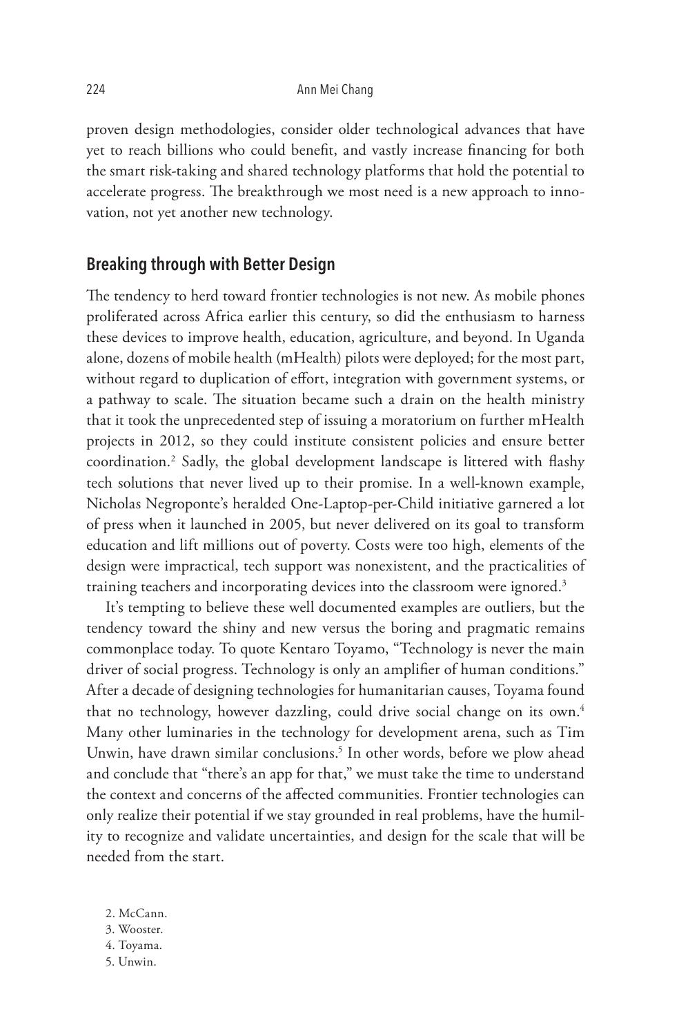proven design methodologies, consider older technological advances that have yet to reach billions who could benefit, and vastly increase financing for both the smart risk-taking and shared technology platforms that hold the potential to accelerate progress. The breakthrough we most need is a new approach to innovation, not yet another new technology.

## Breaking through with Better Design

The tendency to herd toward frontier technologies is not new. As mobile phones proliferated across Africa earlier this century, so did the enthusiasm to harness these devices to improve health, education, agriculture, and beyond. In Uganda alone, dozens of mobile health (mHealth) pilots were deployed; for the most part, without regard to duplication of effort, integration with government systems, or a pathway to scale. The situation became such a drain on the health ministry that it took the unprecedented step of issuing a moratorium on further mHealth projects in 2012, so they could institute consistent policies and ensure better coordination.[2] Sadly, the global development landscape is littered with flashy tech solutions that never lived up to their promise. In a well-known example, Nicholas Negroponte's heralded One-Laptop-per-Child initiative garnered a lot of press when it launched in 2005, but never delivered on its goal to transform education and lift millions out of poverty. Costs were too high, elements of the design were impractical, tech support was nonexistent, and the practicalities of training teachers and incorporating devices into the classroom were ignored.[3]

It's tempting to believe these well documented examples are outliers, but the tendency toward the shiny and new versus the boring and pragmatic remains commonplace today. To quote Kentaro Toyamo, "Technology is never the main driver of social progress. Technology is only an amplifier of human conditions." After a decade of designing technologies for humanitarian causes, Toyama found that no technology, however dazzling, could drive social change on its own.[4] Many other luminaries in the technology for development arena, such as Tim Unwin, have drawn similar conclusions.[5] In other words, before we plow ahead and conclude that "there's an app for that," we must take the time to understand the context and concerns of the affected communities. Frontier technologies can only realize their potential if we stay grounded in real problems, have the humility to recognize and validate uncertainties, and design for the scale that will be needed from the start.

2. McCann.
3. Wooster.
4. Toyama.
5. Unwin.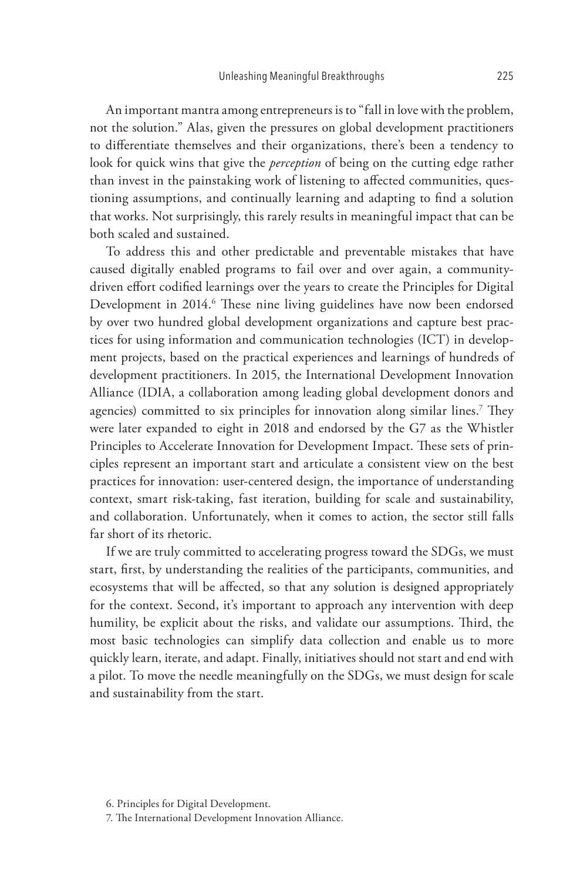An important mantra among entrepreneurs is to "fall in love with the problem, not the solution." Alas, given the pressures on global development practitioners to differentiate themselves and their organizations, there's been a tendency to look for quick wins that give the *perception* of being on the cutting edge rather than invest in the painstaking work of listening to affected communities, questioning assumptions, and continually learning and adapting to find a solution that works. Not surprisingly, this rarely results in meaningful impact that can be both scaled and sustained.

To address this and other predictable and preventable mistakes that have caused digitally enabled programs to fail over and over again, a community-driven effort codified learnings over the years to create the Principles for Digital Development in 2014.[6] These nine living guidelines have now been endorsed by over two hundred global development organizations and capture best practices for using information and communication technologies (ICT) in development projects, based on the practical experiences and learnings of hundreds of development practitioners. In 2015, the International Development Innovation Alliance (IDIA, a collaboration among leading global development donors and agencies) committed to six principles for innovation along similar lines.[7] They were later expanded to eight in 2018 and endorsed by the G7 as the Whistler Principles to Accelerate Innovation for Development Impact. These sets of principles represent an important start and articulate a consistent view on the best practices for innovation: user-centered design, the importance of understanding context, smart risk-taking, fast iteration, building for scale and sustainability, and collaboration. Unfortunately, when it comes to action, the sector still falls far short of its rhetoric.

If we are truly committed to accelerating progress toward the SDGs, we must start, first, by understanding the realities of the participants, communities, and ecosystems that will be affected, so that any solution is designed appropriately for the context. Second, it's important to approach any intervention with deep humility, be explicit about the risks, and validate our assumptions. Third, the most basic technologies can simplify data collection and enable us to more quickly learn, iterate, and adapt. Finally, initiatives should not start and end with a pilot. To move the needle meaningfully on the SDGs, we must design for scale and sustainability from the start.

6. Principles for Digital Development.

7. The International Development Innovation Alliance.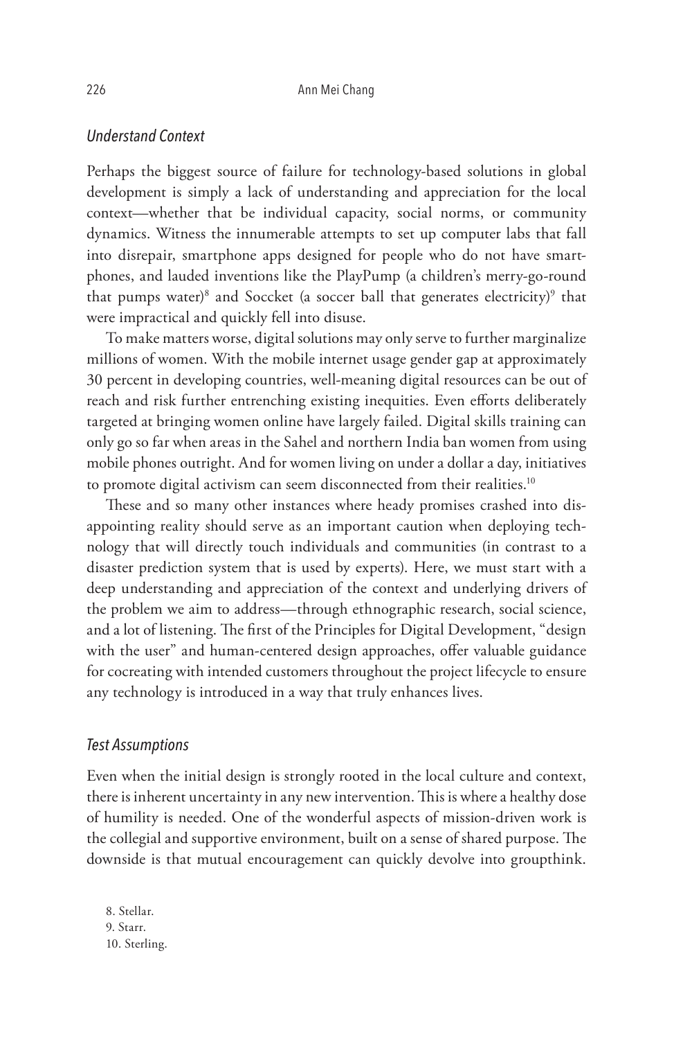### *Understand Context*

Perhaps the biggest source of failure for technology-based solutions in global development is simply a lack of understanding and appreciation for the local context—whether that be individual capacity, social norms, or community dynamics. Witness the innumerable attempts to set up computer labs that fall into disrepair, smartphone apps designed for people who do not have smartphones, and lauded inventions like the PlayPump (a children's merry-go-round that pumps water)[8] and Soccket (a soccer ball that generates electricity)[9] that were impractical and quickly fell into disuse.

To make matters worse, digital solutions may only serve to further marginalize millions of women. With the mobile internet usage gender gap at approximately 30 percent in developing countries, well-meaning digital resources can be out of reach and risk further entrenching existing inequities. Even efforts deliberately targeted at bringing women online have largely failed. Digital skills training can only go so far when areas in the Sahel and northern India ban women from using mobile phones outright. And for women living on under a dollar a day, initiatives to promote digital activism can seem disconnected from their realities.[10]

These and so many other instances where heady promises crashed into disappointing reality should serve as an important caution when deploying technology that will directly touch individuals and communities (in contrast to a disaster prediction system that is used by experts). Here, we must start with a deep understanding and appreciation of the context and underlying drivers of the problem we aim to address—through ethnographic research, social science, and a lot of listening. The first of the Principles for Digital Development, "design with the user" and human-centered design approaches, offer valuable guidance for cocreating with intended customers throughout the project lifecycle to ensure any technology is introduced in a way that truly enhances lives.

### *Test Assumptions*

Even when the initial design is strongly rooted in the local culture and context, there is inherent uncertainty in any new intervention. This is where a healthy dose of humility is needed. One of the wonderful aspects of mission-driven work is the collegial and supportive environment, built on a sense of shared purpose. The downside is that mutual encouragement can quickly devolve into groupthink.

8. Stellar.
9. Starr.
10. Sterling.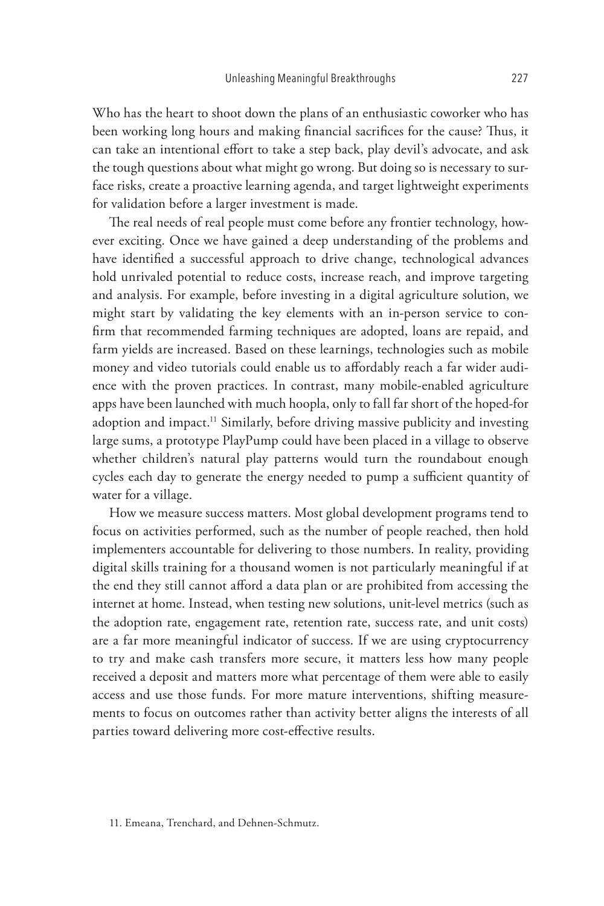Who has the heart to shoot down the plans of an enthusiastic coworker who has been working long hours and making financial sacrifices for the cause? Thus, it can take an intentional effort to take a step back, play devil's advocate, and ask the tough questions about what might go wrong. But doing so is necessary to surface risks, create a proactive learning agenda, and target lightweight experiments for validation before a larger investment is made.

The real needs of real people must come before any frontier technology, however exciting. Once we have gained a deep understanding of the problems and have identified a successful approach to drive change, technological advances hold unrivaled potential to reduce costs, increase reach, and improve targeting and analysis. For example, before investing in a digital agriculture solution, we might start by validating the key elements with an in-person service to confirm that recommended farming techniques are adopted, loans are repaid, and farm yields are increased. Based on these learnings, technologies such as mobile money and video tutorials could enable us to affordably reach a far wider audience with the proven practices. In contrast, many mobile-enabled agriculture apps have been launched with much hoopla, only to fall far short of the hoped-for adoption and impact.[11] Similarly, before driving massive publicity and investing large sums, a prototype PlayPump could have been placed in a village to observe whether children's natural play patterns would turn the roundabout enough cycles each day to generate the energy needed to pump a sufficient quantity of water for a village.

How we measure success matters. Most global development programs tend to focus on activities performed, such as the number of people reached, then hold implementers accountable for delivering to those numbers. In reality, providing digital skills training for a thousand women is not particularly meaningful if at the end they still cannot afford a data plan or are prohibited from accessing the internet at home. Instead, when testing new solutions, unit-level metrics (such as the adoption rate, engagement rate, retention rate, success rate, and unit costs) are a far more meaningful indicator of success. If we are using cryptocurrency to try and make cash transfers more secure, it matters less how many people received a deposit and matters more what percentage of them were able to easily access and use those funds. For more mature interventions, shifting measurements to focus on outcomes rather than activity better aligns the interests of all parties toward delivering more cost-effective results.

11. Emeana, Trenchard, and Dehnen-Schmutz.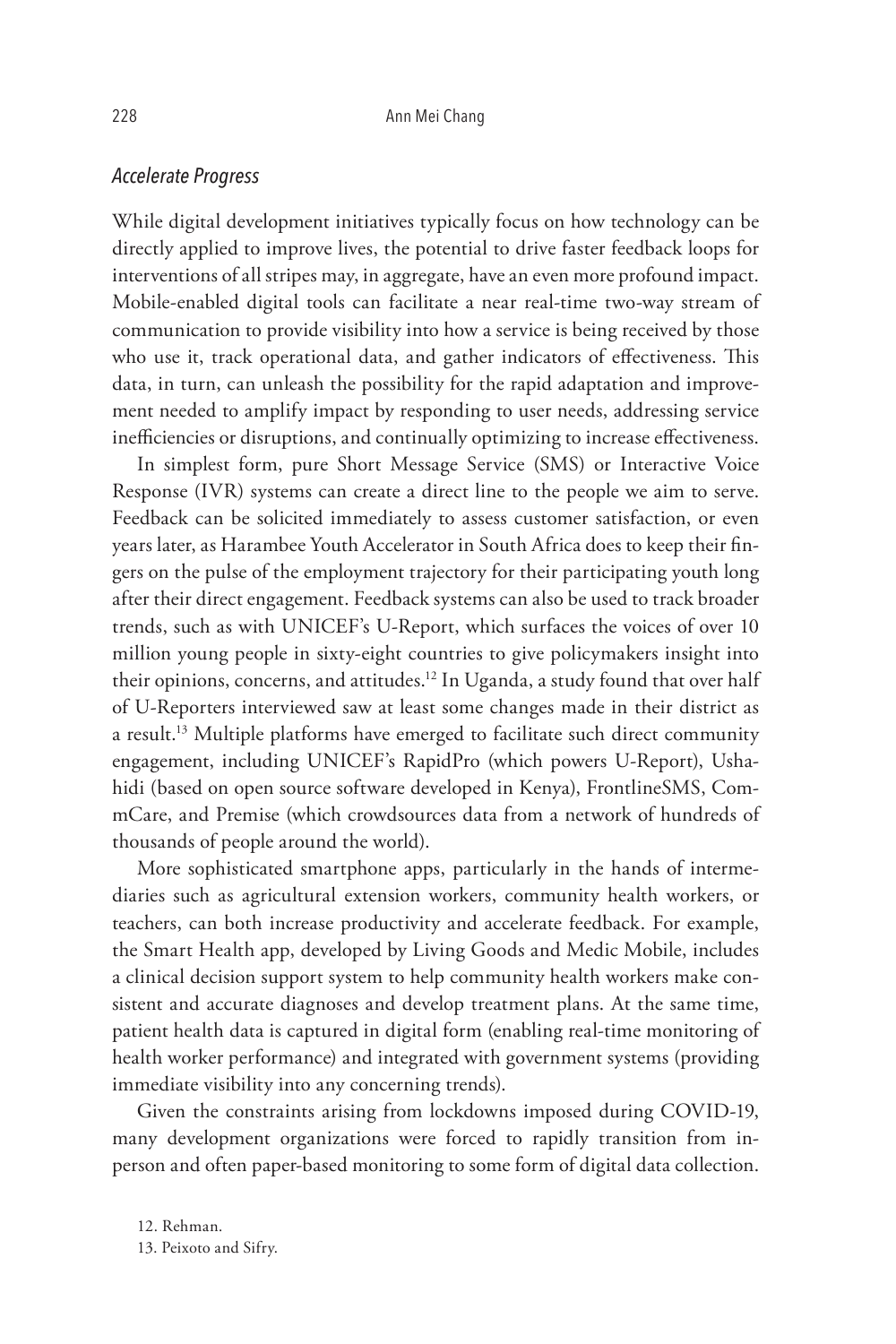### *Accelerate Progress*

While digital development initiatives typically focus on how technology can be directly applied to improve lives, the potential to drive faster feedback loops for interventions of all stripes may, in aggregate, have an even more profound impact. Mobile-enabled digital tools can facilitate a near real-time two-way stream of communication to provide visibility into how a service is being received by those who use it, track operational data, and gather indicators of effectiveness. This data, in turn, can unleash the possibility for the rapid adaptation and improvement needed to amplify impact by responding to user needs, addressing service inefficiencies or disruptions, and continually optimizing to increase effectiveness.

In simplest form, pure Short Message Service (SMS) or Interactive Voice Response (IVR) systems can create a direct line to the people we aim to serve. Feedback can be solicited immediately to assess customer satisfaction, or even years later, as Harambee Youth Accelerator in South Africa does to keep their fingers on the pulse of the employment trajectory for their participating youth long after their direct engagement. Feedback systems can also be used to track broader trends, such as with UNICEF's U-Report, which surfaces the voices of over 10 million young people in sixty-eight countries to give policymakers insight into their opinions, concerns, and attitudes.[12] In Uganda, a study found that over half of U-Reporters interviewed saw at least some changes made in their district as a result.[13] Multiple platforms have emerged to facilitate such direct community engagement, including UNICEF's RapidPro (which powers U-Report), Ushahidi (based on open source software developed in Kenya), FrontlineSMS, CommCare, and Premise (which crowdsources data from a network of hundreds of thousands of people around the world).

More sophisticated smartphone apps, particularly in the hands of intermediaries such as agricultural extension workers, community health workers, or teachers, can both increase productivity and accelerate feedback. For example, the Smart Health app, developed by Living Goods and Medic Mobile, includes a clinical decision support system to help community health workers make consistent and accurate diagnoses and develop treatment plans. At the same time, patient health data is captured in digital form (enabling real-time monitoring of health worker performance) and integrated with government systems (providing immediate visibility into any concerning trends).

Given the constraints arising from lockdowns imposed during COVID-19, many development organizations were forced to rapidly transition from in-person and often paper-based monitoring to some form of digital data collection.

12. Rehman.

13. Peixoto and Sifry.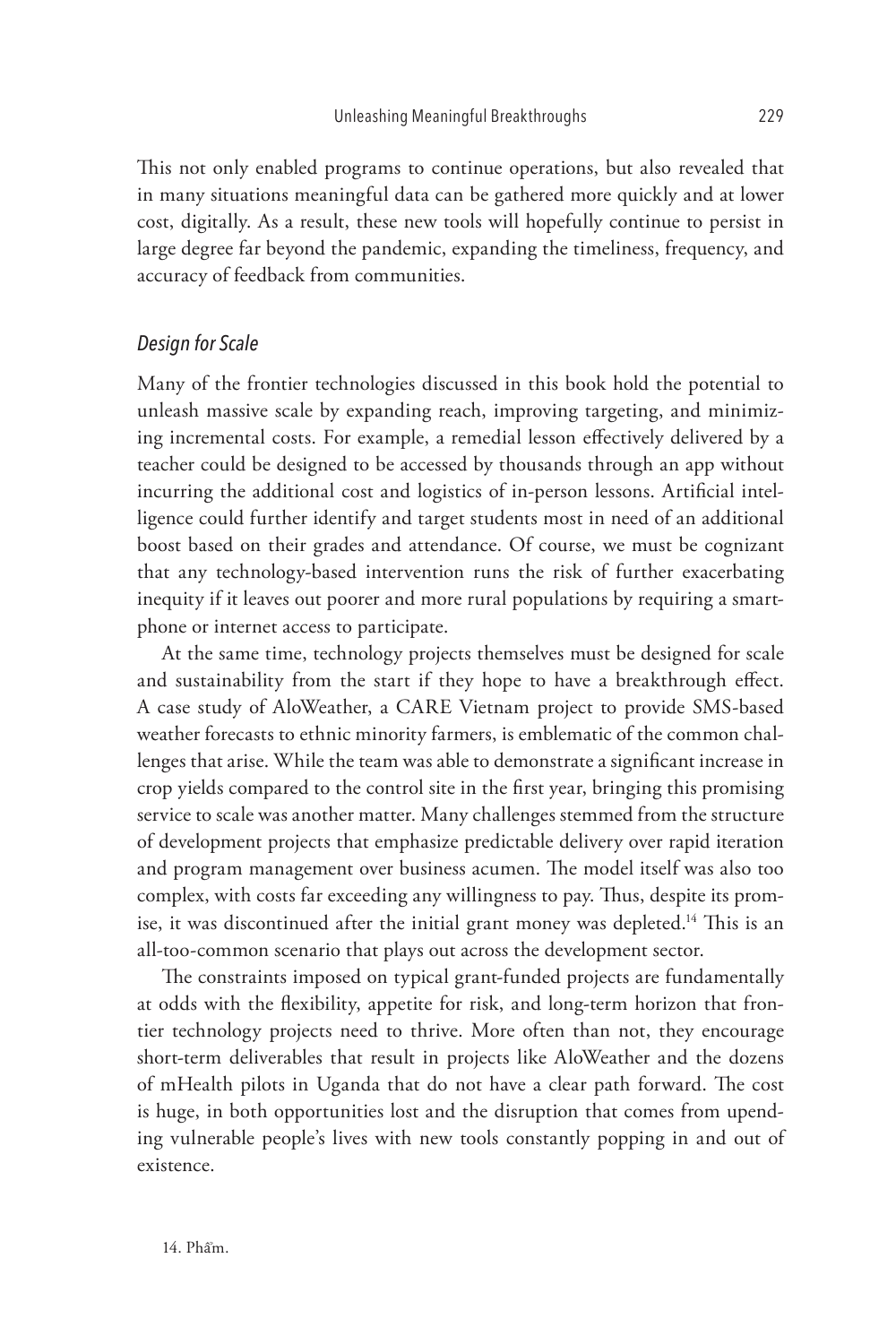This not only enabled programs to continue operations, but also revealed that in many situations meaningful data can be gathered more quickly and at lower cost, digitally. As a result, these new tools will hopefully continue to persist in large degree far beyond the pandemic, expanding the timeliness, frequency, and accuracy of feedback from communities.

### *Design for Scale*

Many of the frontier technologies discussed in this book hold the potential to unleash massive scale by expanding reach, improving targeting, and minimizing incremental costs. For example, a remedial lesson effectively delivered by a teacher could be designed to be accessed by thousands through an app without incurring the additional cost and logistics of in-person lessons. Artificial intelligence could further identify and target students most in need of an additional boost based on their grades and attendance. Of course, we must be cognizant that any technology-based intervention runs the risk of further exacerbating inequity if it leaves out poorer and more rural populations by requiring a smartphone or internet access to participate.

At the same time, technology projects themselves must be designed for scale and sustainability from the start if they hope to have a breakthrough effect. A case study of AloWeather, a CARE Vietnam project to provide SMS-based weather forecasts to ethnic minority farmers, is emblematic of the common challenges that arise. While the team was able to demonstrate a significant increase in crop yields compared to the control site in the first year, bringing this promising service to scale was another matter. Many challenges stemmed from the structure of development projects that emphasize predictable delivery over rapid iteration and program management over business acumen. The model itself was also too complex, with costs far exceeding any willingness to pay. Thus, despite its promise, it was discontinued after the initial grant money was depleted.[14] This is an all-too-common scenario that plays out across the development sector.

The constraints imposed on typical grant-funded projects are fundamentally at odds with the flexibility, appetite for risk, and long-term horizon that frontier technology projects need to thrive. More often than not, they encourage short-term deliverables that result in projects like AloWeather and the dozens of mHealth pilots in Uganda that do not have a clear path forward. The cost is huge, in both opportunities lost and the disruption that comes from upending vulnerable people's lives with new tools constantly popping in and out of existence.

14. Phẩm.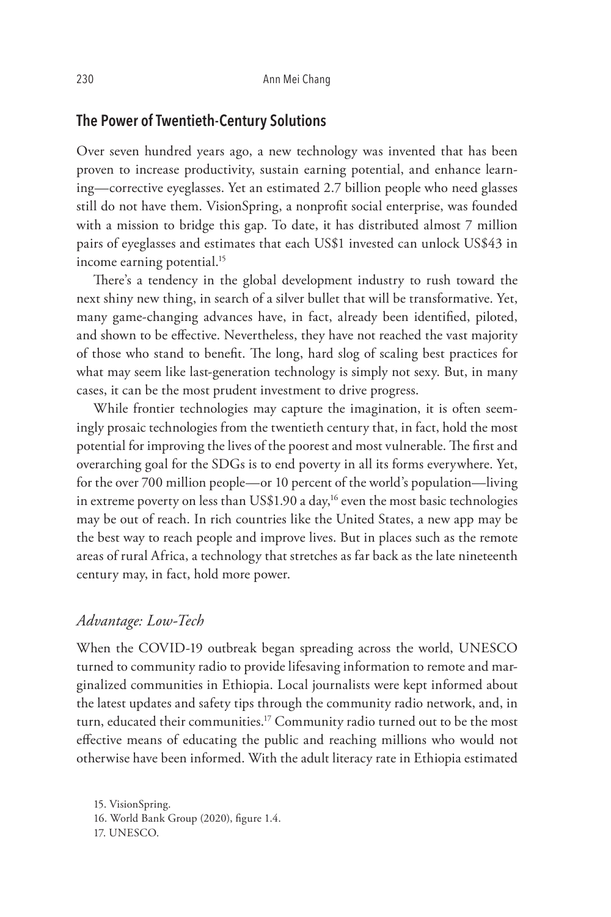## The Power of Twentieth-Century Solutions

Over seven hundred years ago, a new technology was invented that has been proven to increase productivity, sustain earning potential, and enhance learning—corrective eyeglasses. Yet an estimated 2.7 billion people who need glasses still do not have them. VisionSpring, a nonprofit social enterprise, was founded with a mission to bridge this gap. To date, it has distributed almost 7 million pairs of eyeglasses and estimates that each US$1 invested can unlock US$43 in income earning potential.[15]

There's a tendency in the global development industry to rush toward the next shiny new thing, in search of a silver bullet that will be transformative. Yet, many game-changing advances have, in fact, already been identified, piloted, and shown to be effective. Nevertheless, they have not reached the vast majority of those who stand to benefit. The long, hard slog of scaling best practices for what may seem like last-generation technology is simply not sexy. But, in many cases, it can be the most prudent investment to drive progress.

While frontier technologies may capture the imagination, it is often seemingly prosaic technologies from the twentieth century that, in fact, hold the most potential for improving the lives of the poorest and most vulnerable. The first and overarching goal for the SDGs is to end poverty in all its forms everywhere. Yet, for the over 700 million people—or 10 percent of the world's population—living in extreme poverty on less than US$1.90 a day,[16] even the most basic technologies may be out of reach. In rich countries like the United States, a new app may be the best way to reach people and improve lives. But in places such as the remote areas of rural Africa, a technology that stretches as far back as the late nineteenth century may, in fact, hold more power.

### *Advantage: Low-Tech*

When the COVID-19 outbreak began spreading across the world, UNESCO turned to community radio to provide lifesaving information to remote and marginalized communities in Ethiopia. Local journalists were kept informed about the latest updates and safety tips through the community radio network, and, in turn, educated their communities.[17] Community radio turned out to be the most effective means of educating the public and reaching millions who would not otherwise have been informed. With the adult literacy rate in Ethiopia estimated

15. VisionSpring.
16. World Bank Group (2020), figure 1.4.
17. UNESCO.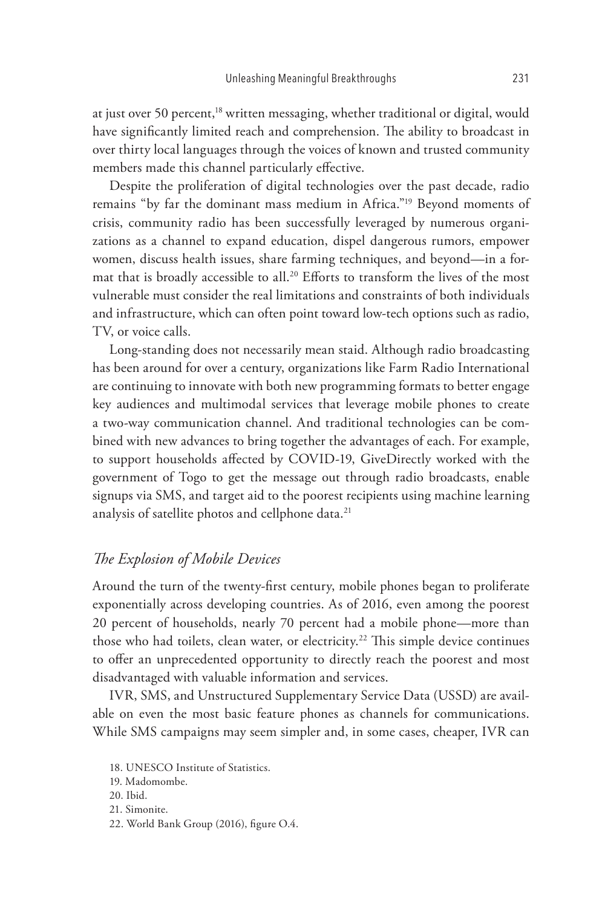at just over 50 percent,[18] written messaging, whether traditional or digital, would have significantly limited reach and comprehension. The ability to broadcast in over thirty local languages through the voices of known and trusted community members made this channel particularly effective.

Despite the proliferation of digital technologies over the past decade, radio remains "by far the dominant mass medium in Africa."[19] Beyond moments of crisis, community radio has been successfully leveraged by numerous organizations as a channel to expand education, dispel dangerous rumors, empower women, discuss health issues, share farming techniques, and beyond—in a format that is broadly accessible to all.[20] Efforts to transform the lives of the most vulnerable must consider the real limitations and constraints of both individuals and infrastructure, which can often point toward low-tech options such as radio, TV, or voice calls.

Long-standing does not necessarily mean staid. Although radio broadcasting has been around for over a century, organizations like Farm Radio International are continuing to innovate with both new programming formats to better engage key audiences and multimodal services that leverage mobile phones to create a two-way communication channel. And traditional technologies can be combined with new advances to bring together the advantages of each. For example, to support households affected by COVID-19, GiveDirectly worked with the government of Togo to get the message out through radio broadcasts, enable signups via SMS, and target aid to the poorest recipients using machine learning analysis of satellite photos and cellphone data.[21]

### *The Explosion of Mobile Devices*

Around the turn of the twenty-first century, mobile phones began to proliferate exponentially across developing countries. As of 2016, even among the poorest 20 percent of households, nearly 70 percent had a mobile phone—more than those who had toilets, clean water, or electricity.[22] This simple device continues to offer an unprecedented opportunity to directly reach the poorest and most disadvantaged with valuable information and services.

IVR, SMS, and Unstructured Supplementary Service Data (USSD) are available on even the most basic feature phones as channels for communications. While SMS campaigns may seem simpler and, in some cases, cheaper, IVR can

18. UNESCO Institute of Statistics.
19. Madomombe.
20. Ibid.
21. Simonite.
22. World Bank Group (2016), figure O.4.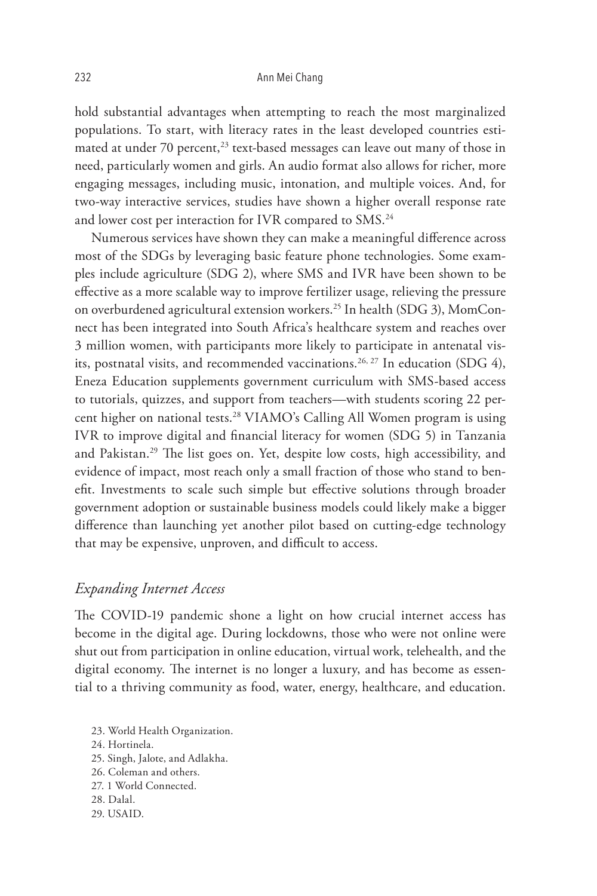hold substantial advantages when attempting to reach the most marginalized populations. To start, with literacy rates in the least developed countries estimated at under 70 percent,[23] text-based messages can leave out many of those in need, particularly women and girls. An audio format also allows for richer, more engaging messages, including music, intonation, and multiple voices. And, for two-way interactive services, studies have shown a higher overall response rate and lower cost per interaction for IVR compared to SMS.[24]

Numerous services have shown they can make a meaningful difference across most of the SDGs by leveraging basic feature phone technologies. Some examples include agriculture (SDG 2), where SMS and IVR have been shown to be effective as a more scalable way to improve fertilizer usage, relieving the pressure on overburdened agricultural extension workers.[25] In health (SDG 3), MomConnect has been integrated into South Africa's healthcare system and reaches over 3 million women, with participants more likely to participate in antenatal visits, postnatal visits, and recommended vaccinations.[26, 27] In education (SDG 4), Eneza Education supplements government curriculum with SMS-based access to tutorials, quizzes, and support from teachers—with students scoring 22 percent higher on national tests.[28] VIAMO's Calling All Women program is using IVR to improve digital and financial literacy for women (SDG 5) in Tanzania and Pakistan.[29] The list goes on. Yet, despite low costs, high accessibility, and evidence of impact, most reach only a small fraction of those who stand to benefit. Investments to scale such simple but effective solutions through broader government adoption or sustainable business models could likely make a bigger difference than launching yet another pilot based on cutting-edge technology that may be expensive, unproven, and difficult to access.

### *Expanding Internet Access*

The COVID-19 pandemic shone a light on how crucial internet access has become in the digital age. During lockdowns, those who were not online were shut out from participation in online education, virtual work, telehealth, and the digital economy. The internet is no longer a luxury, and has become as essential to a thriving community as food, water, energy, healthcare, and education.

23. World Health Organization.
24. Hortinela.
25. Singh, Jalote, and Adlakha.
26. Coleman and others.
27. 1 World Connected.
28. Dalal.
29. USAID.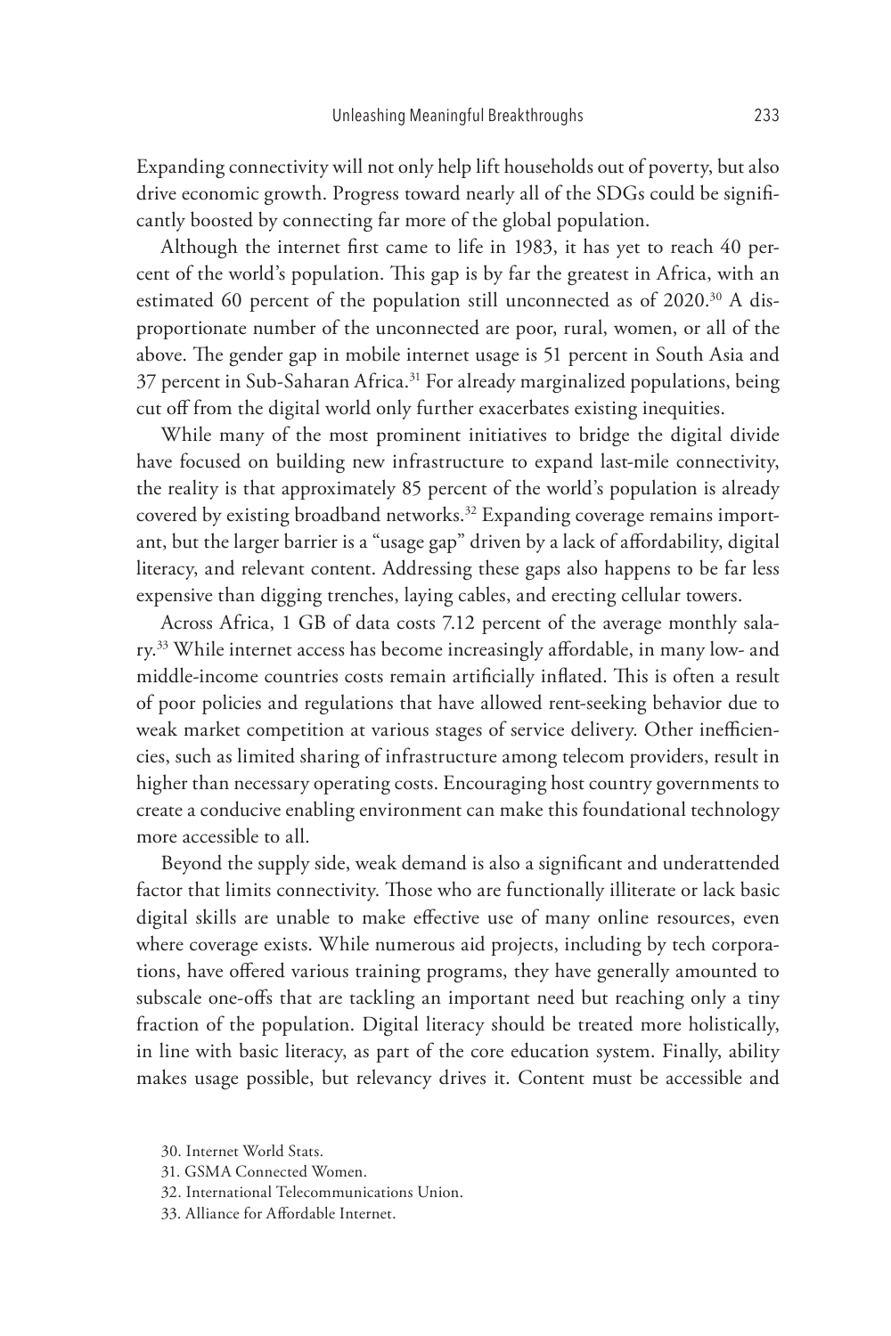Expanding connectivity will not only help lift households out of poverty, but also drive economic growth. Progress toward nearly all of the SDGs could be significantly boosted by connecting far more of the global population.

Although the internet first came to life in 1983, it has yet to reach 40 percent of the world's population. This gap is by far the greatest in Africa, with an estimated 60 percent of the population still unconnected as of 2020.[30] A disproportionate number of the unconnected are poor, rural, women, or all of the above. The gender gap in mobile internet usage is 51 percent in South Asia and 37 percent in Sub-Saharan Africa.[31] For already marginalized populations, being cut off from the digital world only further exacerbates existing inequities.

While many of the most prominent initiatives to bridge the digital divide have focused on building new infrastructure to expand last-mile connectivity, the reality is that approximately 85 percent of the world's population is already covered by existing broadband networks.[32] Expanding coverage remains important, but the larger barrier is a "usage gap" driven by a lack of affordability, digital literacy, and relevant content. Addressing these gaps also happens to be far less expensive than digging trenches, laying cables, and erecting cellular towers.

Across Africa, 1 GB of data costs 7.12 percent of the average monthly salary.[33] While internet access has become increasingly affordable, in many low- and middle-income countries costs remain artificially inflated. This is often a result of poor policies and regulations that have allowed rent-seeking behavior due to weak market competition at various stages of service delivery. Other inefficiencies, such as limited sharing of infrastructure among telecom providers, result in higher than necessary operating costs. Encouraging host country governments to create a conducive enabling environment can make this foundational technology more accessible to all.

Beyond the supply side, weak demand is also a significant and underattended factor that limits connectivity. Those who are functionally illiterate or lack basic digital skills are unable to make effective use of many online resources, even where coverage exists. While numerous aid projects, including by tech corporations, have offered various training programs, they have generally amounted to subscale one-offs that are tackling an important need but reaching only a tiny fraction of the population. Digital literacy should be treated more holistically, in line with basic literacy, as part of the core education system. Finally, ability makes usage possible, but relevancy drives it. Content must be accessible and

30. Internet World Stats.

31. GSMA Connected Women.

32. International Telecommunications Union.

33. Alliance for Affordable Internet.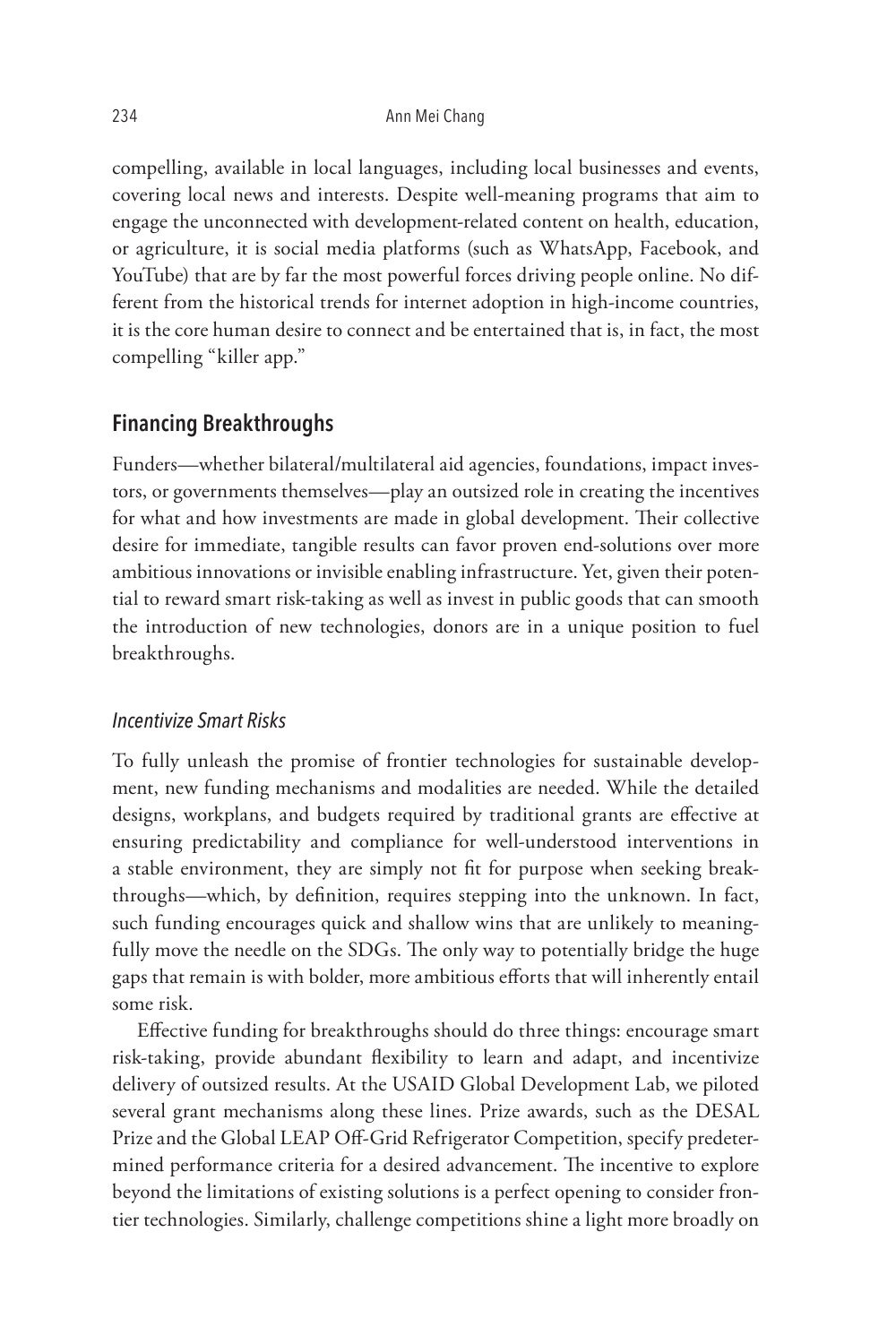compelling, available in local languages, including local businesses and events, covering local news and interests. Despite well-meaning programs that aim to engage the unconnected with development-related content on health, education, or agriculture, it is social media platforms (such as WhatsApp, Facebook, and YouTube) that are by far the most powerful forces driving people online. No different from the historical trends for internet adoption in high-income countries, it is the core human desire to connect and be entertained that is, in fact, the most compelling "killer app."

## Financing Breakthroughs

Funders—whether bilateral/multilateral aid agencies, foundations, impact investors, or governments themselves—play an outsized role in creating the incentives for what and how investments are made in global development. Their collective desire for immediate, tangible results can favor proven end-solutions over more ambitious innovations or invisible enabling infrastructure. Yet, given their potential to reward smart risk-taking as well as invest in public goods that can smooth the introduction of new technologies, donors are in a unique position to fuel breakthroughs.

### *Incentivize Smart Risks*

To fully unleash the promise of frontier technologies for sustainable development, new funding mechanisms and modalities are needed. While the detailed designs, workplans, and budgets required by traditional grants are effective at ensuring predictability and compliance for well-understood interventions in a stable environment, they are simply not fit for purpose when seeking breakthroughs—which, by definition, requires stepping into the unknown. In fact, such funding encourages quick and shallow wins that are unlikely to meaningfully move the needle on the SDGs. The only way to potentially bridge the huge gaps that remain is with bolder, more ambitious efforts that will inherently entail some risk.

Effective funding for breakthroughs should do three things: encourage smart risk-taking, provide abundant flexibility to learn and adapt, and incentivize delivery of outsized results. At the USAID Global Development Lab, we piloted several grant mechanisms along these lines. Prize awards, such as the DESAL Prize and the Global LEAP Off-Grid Refrigerator Competition, specify predetermined performance criteria for a desired advancement. The incentive to explore beyond the limitations of existing solutions is a perfect opening to consider frontier technologies. Similarly, challenge competitions shine a light more broadly on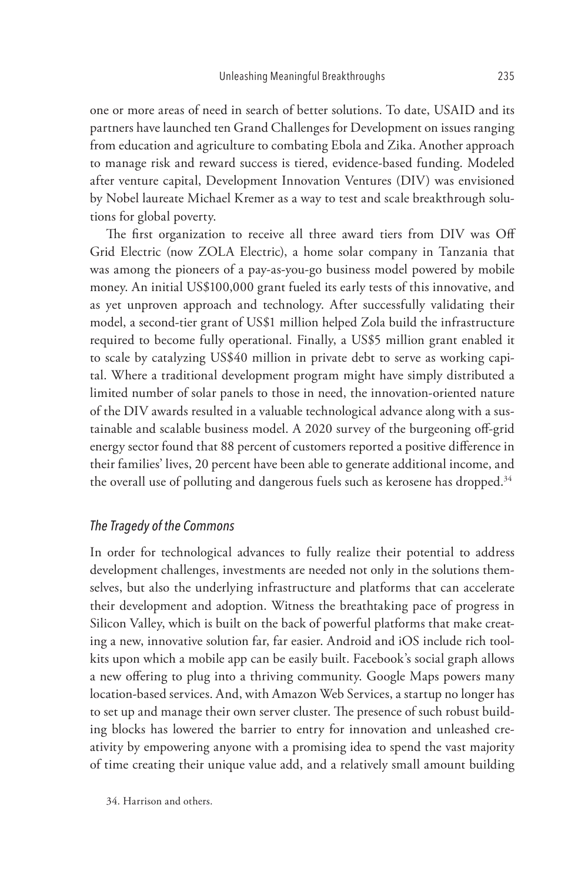one or more areas of need in search of better solutions. To date, USAID and its partners have launched ten Grand Challenges for Development on issues ranging from education and agriculture to combating Ebola and Zika. Another approach to manage risk and reward success is tiered, evidence-based funding. Modeled after venture capital, Development Innovation Ventures (DIV) was envisioned by Nobel laureate Michael Kremer as a way to test and scale breakthrough solutions for global poverty.

The first organization to receive all three award tiers from DIV was Off Grid Electric (now ZOLA Electric), a home solar company in Tanzania that was among the pioneers of a pay-as-you-go business model powered by mobile money. An initial US$100,000 grant fueled its early tests of this innovative, and as yet unproven approach and technology. After successfully validating their model, a second-tier grant of US$1 million helped Zola build the infrastructure required to become fully operational. Finally, a US$5 million grant enabled it to scale by catalyzing US$40 million in private debt to serve as working capital. Where a traditional development program might have simply distributed a limited number of solar panels to those in need, the innovation-oriented nature of the DIV awards resulted in a valuable technological advance along with a sustainable and scalable business model. A 2020 survey of the burgeoning off-grid energy sector found that 88 percent of customers reported a positive difference in their families' lives, 20 percent have been able to generate additional income, and the overall use of polluting and dangerous fuels such as kerosene has dropped.[34]

### *The Tragedy of the Commons*

In order for technological advances to fully realize their potential to address development challenges, investments are needed not only in the solutions themselves, but also the underlying infrastructure and platforms that can accelerate their development and adoption. Witness the breathtaking pace of progress in Silicon Valley, which is built on the back of powerful platforms that make creating a new, innovative solution far, far easier. Android and iOS include rich toolkits upon which a mobile app can be easily built. Facebook's social graph allows a new offering to plug into a thriving community. Google Maps powers many location-based services. And, with Amazon Web Services, a startup no longer has to set up and manage their own server cluster. The presence of such robust building blocks has lowered the barrier to entry for innovation and unleashed creativity by empowering anyone with a promising idea to spend the vast majority of time creating their unique value add, and a relatively small amount building

34. Harrison and others.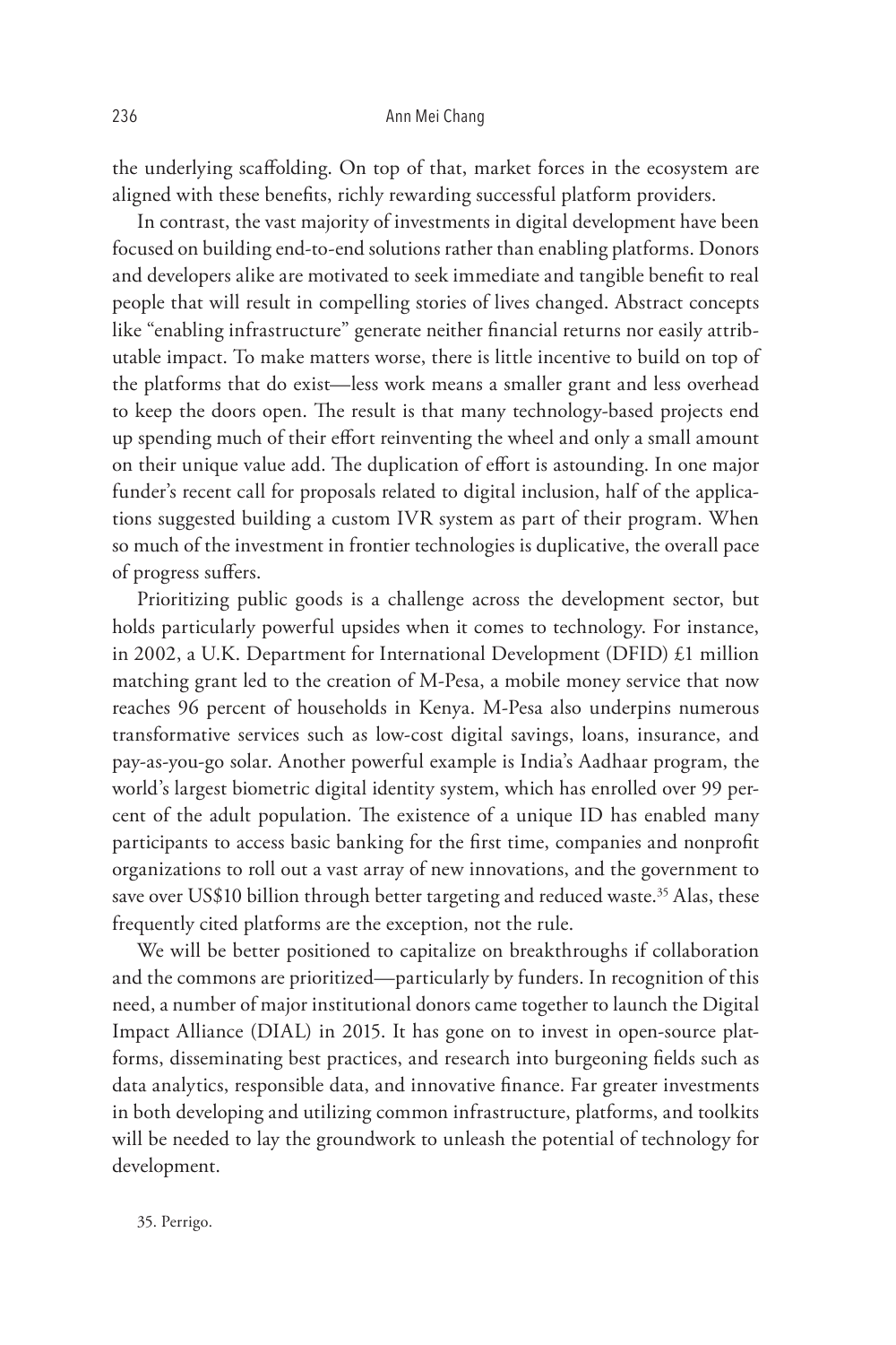the underlying scaffolding. On top of that, market forces in the ecosystem are aligned with these benefits, richly rewarding successful platform providers.

In contrast, the vast majority of investments in digital development have been focused on building end-to-end solutions rather than enabling platforms. Donors and developers alike are motivated to seek immediate and tangible benefit to real people that will result in compelling stories of lives changed. Abstract concepts like "enabling infrastructure" generate neither financial returns nor easily attributable impact. To make matters worse, there is little incentive to build on top of the platforms that do exist—less work means a smaller grant and less overhead to keep the doors open. The result is that many technology-based projects end up spending much of their effort reinventing the wheel and only a small amount on their unique value add. The duplication of effort is astounding. In one major funder's recent call for proposals related to digital inclusion, half of the applications suggested building a custom IVR system as part of their program. When so much of the investment in frontier technologies is duplicative, the overall pace of progress suffers.

Prioritizing public goods is a challenge across the development sector, but holds particularly powerful upsides when it comes to technology. For instance, in 2002, a U.K. Department for International Development (DFID) £1 million matching grant led to the creation of M-Pesa, a mobile money service that now reaches 96 percent of households in Kenya. M-Pesa also underpins numerous transformative services such as low-cost digital savings, loans, insurance, and pay-as-you-go solar. Another powerful example is India's Aadhaar program, the world's largest biometric digital identity system, which has enrolled over 99 percent of the adult population. The existence of a unique ID has enabled many participants to access basic banking for the first time, companies and nonprofit organizations to roll out a vast array of new innovations, and the government to save over US$10 billion through better targeting and reduced waste.[35] Alas, these frequently cited platforms are the exception, not the rule.

We will be better positioned to capitalize on breakthroughs if collaboration and the commons are prioritized—particularly by funders. In recognition of this need, a number of major institutional donors came together to launch the Digital Impact Alliance (DIAL) in 2015. It has gone on to invest in open-source platforms, disseminating best practices, and research into burgeoning fields such as data analytics, responsible data, and innovative finance. Far greater investments in both developing and utilizing common infrastructure, platforms, and toolkits will be needed to lay the groundwork to unleash the potential of technology for development.

35. Perrigo.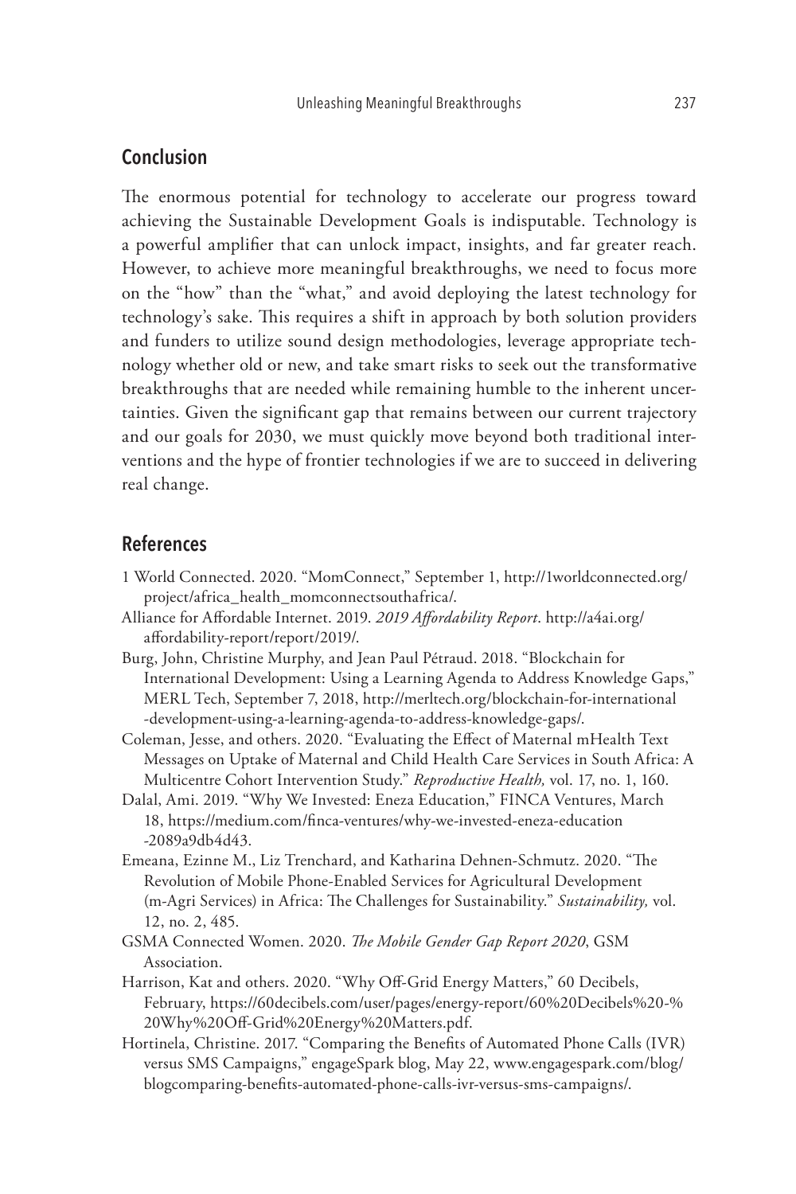## Conclusion

The enormous potential for technology to accelerate our progress toward achieving the Sustainable Development Goals is indisputable. Technology is a powerful amplifier that can unlock impact, insights, and far greater reach. However, to achieve more meaningful breakthroughs, we need to focus more on the "how" than the "what," and avoid deploying the latest technology for technology's sake. This requires a shift in approach by both solution providers and funders to utilize sound design methodologies, leverage appropriate technology whether old or new, and take smart risks to seek out the transformative breakthroughs that are needed while remaining humble to the inherent uncertainties. Given the significant gap that remains between our current trajectory and our goals for 2030, we must quickly move beyond both traditional interventions and the hype of frontier technologies if we are to succeed in delivering real change.

## References

1 World Connected. 2020. "MomConnect," September 1, http://1worldconnected.org/project/africa_health_momconnectsouthafrica/.

Alliance for Affordable Internet. 2019. *2019 Affordability Report*. http://a4ai.org/affordability-report/report/2019/.

Burg, John, Christine Murphy, and Jean Paul Pétraud. 2018. "Blockchain for International Development: Using a Learning Agenda to Address Knowledge Gaps," MERL Tech, September 7, 2018, http://merltech.org/blockchain-for-international-development-using-a-learning-agenda-to-address-knowledge-gaps/.

Coleman, Jesse, and others. 2020. "Evaluating the Effect of Maternal mHealth Text Messages on Uptake of Maternal and Child Health Care Services in South Africa: A Multicentre Cohort Intervention Study." *Reproductive Health,* vol. 17, no. 1, 160.

Dalal, Ami. 2019. "Why We Invested: Eneza Education," FINCA Ventures, March 18, https://medium.com/finca-ventures/why-we-invested-eneza-education-2089a9db4d43.

Emeana, Ezinne M., Liz Trenchard, and Katharina Dehnen-Schmutz. 2020. "The Revolution of Mobile Phone-Enabled Services for Agricultural Development (m-Agri Services) in Africa: The Challenges for Sustainability." *Sustainability,* vol. 12, no. 2, 485.

GSMA Connected Women. 2020. *The Mobile Gender Gap Report 2020*, GSM Association.

Harrison, Kat and others. 2020. "Why Off-Grid Energy Matters," 60 Decibels, February, https://60decibels.com/user/pages/energy-report/60%20Decibels%20-%20Why%20Off-Grid%20Energy%20Matters.pdf.

Hortinela, Christine. 2017. "Comparing the Benefits of Automated Phone Calls (IVR) versus SMS Campaigns," engageSpark blog, May 22, www.engagespark.com/blog/blogcomparing-benefits-automated-phone-calls-ivr-versus-sms-campaigns/.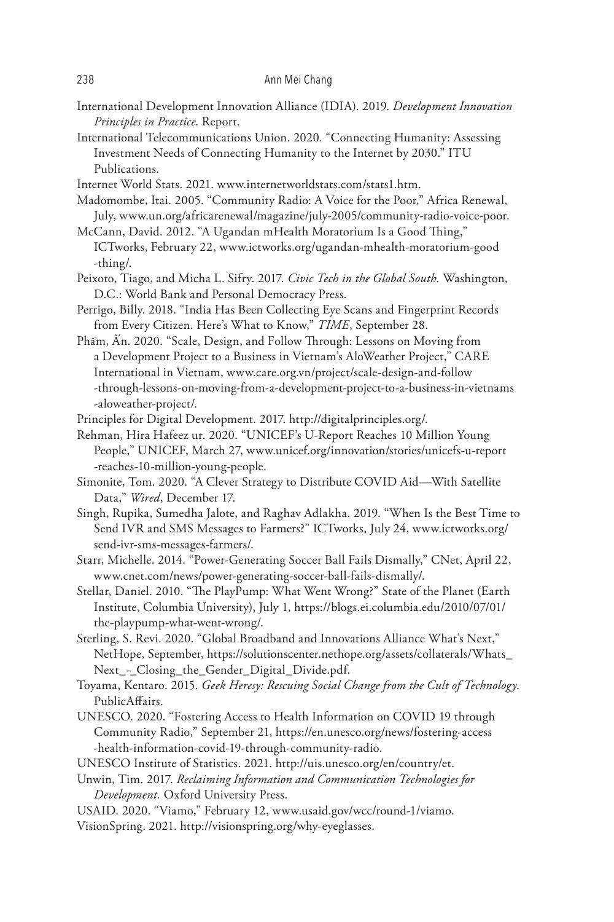International Development Innovation Alliance (IDIA). 2019. *Development Innovation Principles in Practice*. Report.

International Telecommunications Union. 2020. "Connecting Humanity: Assessing Investment Needs of Connecting Humanity to the Internet by 2030." ITU Publications.

Internet World Stats. 2021. www.internetworldstats.com/stats1.htm.

Madomombe, Itai. 2005. "Community Radio: A Voice for the Poor," Africa Renewal, July, www.un.org/africarenewal/magazine/july-2005/community-radio-voice-poor.

McCann, David. 2012. "A Ugandan mHealth Moratorium Is a Good Thing," ICTworks, February 22, www.ictworks.org/ugandan-mhealth-moratorium-good-thing/.

Peixoto, Tiago, and Micha L. Sifry. 2017. *Civic Tech in the Global South.* Washington, D.C.: World Bank and Personal Democracy Press.

Perrigo, Billy. 2018. "India Has Been Collecting Eye Scans and Fingerprint Records from Every Citizen. Here's What to Know," *TIME*, September 28.

Phẩm, Ấn. 2020. "Scale, Design, and Follow Through: Lessons on Moving from a Development Project to a Business in Vietnam's AloWeather Project," CARE International in Vietnam, www.care.org.vn/project/scale-design-and-follow-through-lessons-on-moving-from-a-development-project-to-a-business-in-vietnams-aloweather-project/.

Principles for Digital Development. 2017. http://digitalprinciples.org/.

Rehman, Hira Hafeez ur. 2020. "UNICEF's U-Report Reaches 10 Million Young People," UNICEF, March 27, www.unicef.org/innovation/stories/unicefs-u-report-reaches-10-million-young-people.

Simonite, Tom. 2020. "A Clever Strategy to Distribute COVID Aid—With Satellite Data," *Wired*, December 17.

Singh, Rupika, Sumedha Jalote, and Raghav Adlakha. 2019. "When Is the Best Time to Send IVR and SMS Messages to Farmers?" ICTworks, July 24, www.ictworks.org/send-ivr-sms-messages-farmers/.

Starr, Michelle. 2014. "Power-Generating Soccer Ball Fails Dismally," CNet, April 22, www.cnet.com/news/power-generating-soccer-ball-fails-dismally/.

Stellar, Daniel. 2010. "The PlayPump: What Went Wrong?" State of the Planet (Earth Institute, Columbia University), July 1, https://blogs.ei.columbia.edu/2010/07/01/the-playpump-what-went-wrong/.

Sterling, S. Revi. 2020. "Global Broadband and Innovations Alliance What's Next," NetHope, September, https://solutionscenter.nethope.org/assets/collaterals/Whats_Next_-_Closing_the_Gender_Digital_Divide.pdf.

Toyama, Kentaro. 2015. *Geek Heresy: Rescuing Social Change from the Cult of Technology*. PublicAffairs.

UNESCO. 2020. "Fostering Access to Health Information on COVID 19 through Community Radio," September 21, https://en.unesco.org/news/fostering-access-health-information-covid-19-through-community-radio.

UNESCO Institute of Statistics. 2021. http://uis.unesco.org/en/country/et.

Unwin, Tim. 2017. *Reclaiming Information and Communication Technologies for Development.* Oxford University Press.

USAID. 2020. "Viamo," February 12, www.usaid.gov/wcc/round-1/viamo.

VisionSpring. 2021. http://visionspring.org/why-eyeglasses.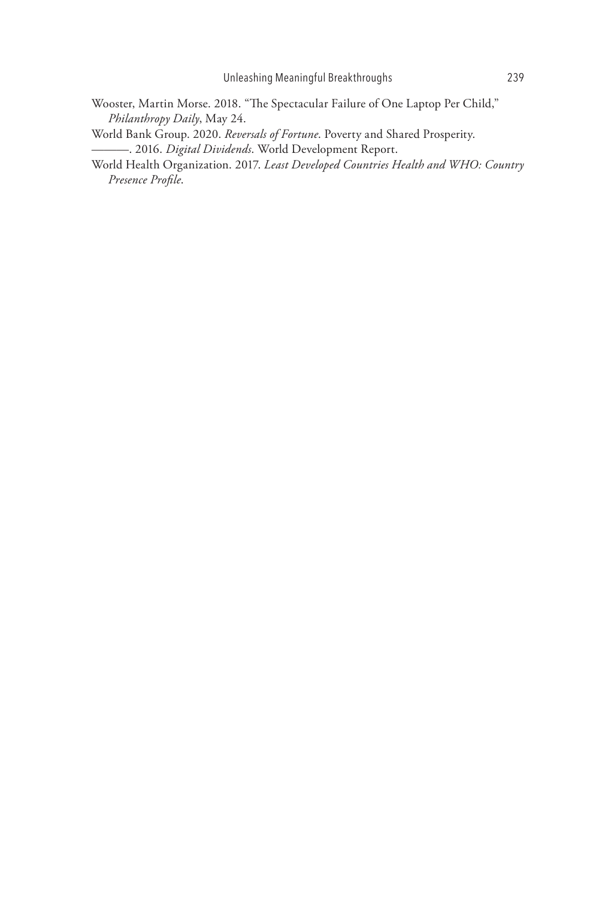Wooster, Martin Morse. 2018. "The Spectacular Failure of One Laptop Per Child," *Philanthropy Daily*, May 24.

World Bank Group. 2020. *Reversals of Fortune*. Poverty and Shared Prosperity.

———. 2016. *Digital Dividends*. World Development Report.

World Health Organization. 2017. *Least Developed Countries Health and WHO: Country Presence Profile*.